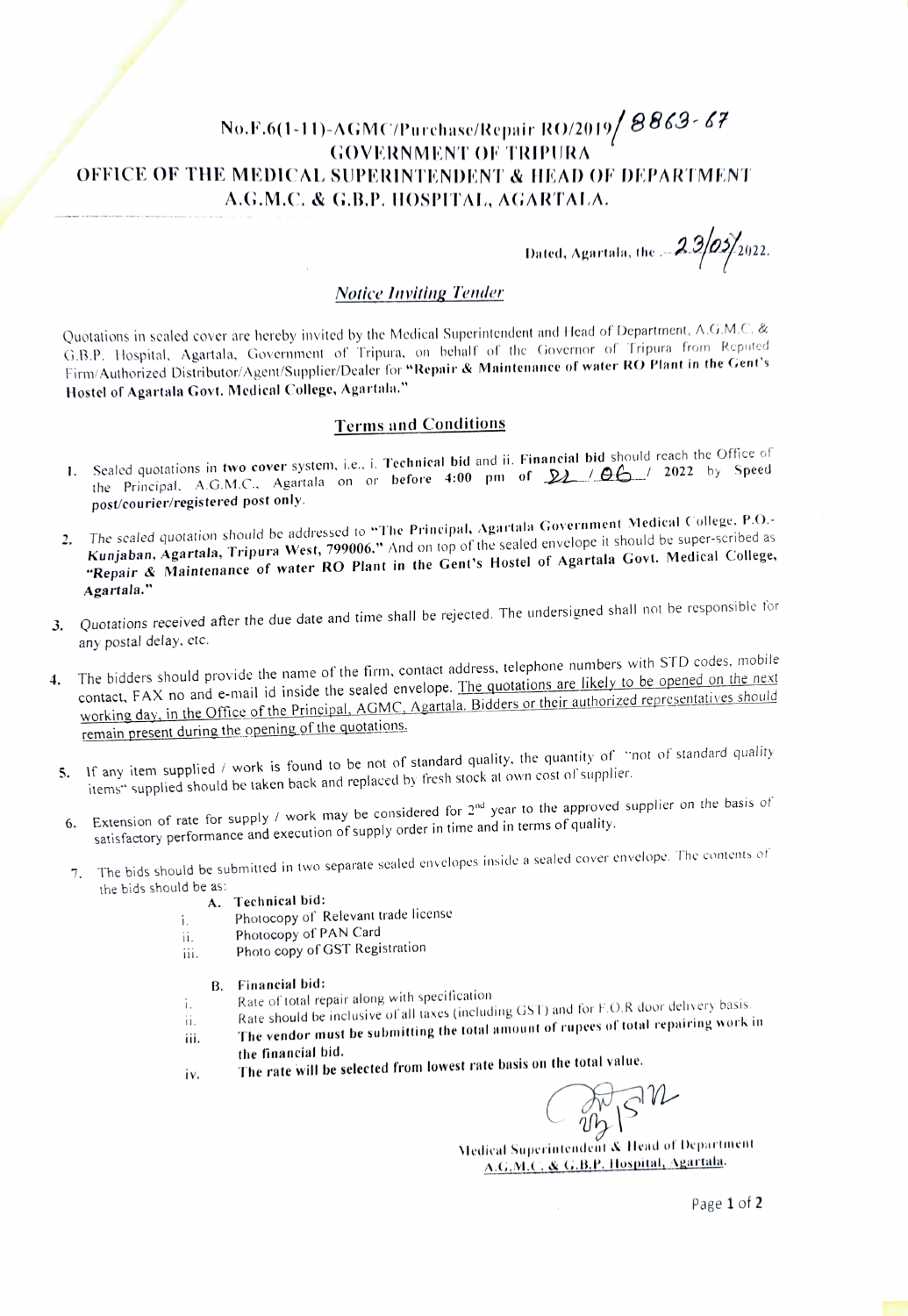**No.F.6(1-11)-AGMC/Purchase/Repair RO/2019/ 8863-67**

**GOVERNMENT OF TRIPURA**

**OFFICE OF THE MEDICAL SUPERINTENDENT & HEAD OF DEPARTMENT**

**A.G.M.C. & G.B.P. HOSPITAL, AGARTALA.**

Dated, Agartala, the 23/05/2022.

## *Notice Inviting Tender*

Quotations in sealed cover are hereby invited by the Medical Superintendent and Head of Department, A.G.M.C. & G.B.P. Hospital, Agartala, Government of Tripura, on behalf of the Governor of Tripura from Reputed Firm/Authorized Distributor/Agent/Supplier/Dealer for **"Repair & Maintenance of water RO Plant in the Gent's Hostel of Agartala Govt. Medical College, Agartala."**

## Terms and Conditions

1. Sealed quotations in **two cover** system, i.e., i. **Technical bid** and ii. **Financial bid** should reach the Office of the Principal, A.G.M.C., Agartala on or **before 4:00 pm** of 22 / 06 / 2022 by **Speed post/courier/registered post only**.
2. The sealed quotation should be addressed to **"The Principal, Agartala Government Medical College, P.O.- Kunjaban, Agartala, Tripura West, 799006."** And on top of the sealed envelope it should be super-scribed as **"Repair & Maintenance of water RO Plant in the Gent's Hostel of Agartala Govt. Medical College, Agartala."**
3. Quotations received after the due date and time shall be rejected. The undersigned shall not be responsible for any postal delay, etc.
4. The bidders should provide the name of the firm, contact address, telephone numbers with STD codes, mobile contact, FAX no and e-mail id inside the sealed envelope. The quotations are likely to be opened on the next working day, in the Office of the Principal, AGMC, Agartala. Bidders or their authorized representatives should remain present during the opening of the quotations.
5. If any item supplied / work is found to be not of standard quality, the quantity of "not of standard quality items" supplied should be taken back and replaced by fresh stock at own cost of supplier.
6. Extension of rate for supply / work may be considered for 2nd year to the approved supplier on the basis of satisfactory performance and execution of supply order in time and in terms of quality.
7. The bids should be submitted in two separate sealed envelopes inside a sealed cover envelope. The contents of the bids should be as:

   **A. Technical bid:**

   i. Photocopy of Relevant trade license
   ii. Photocopy of PAN Card
   iii. Photo copy of GST Registration

   **B. Financial bid:**

   i. Rate of total repair along with specification
   ii. Rate should be inclusive of all taxes (including GST) and for F.O.R door delivery basis.
   iii. **The vendor must be submitting the total amount of rupees of total repairing work in the financial bid.**
   iv. **The rate will be selected from lowest rate basis on the total value.**

Medical Superintendent & Head of Department
A.G.M.C. & G.B.P. Hospital, Agartala.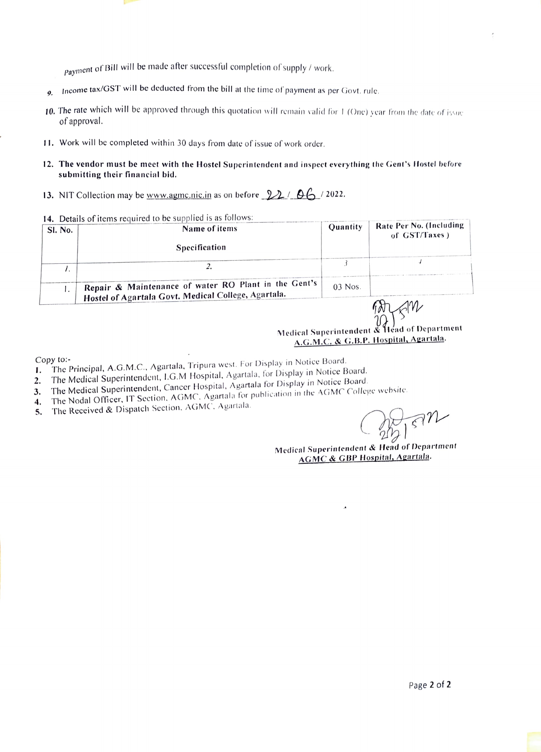Payment of Bill will be made after successful completion of supply / work.

9. Income tax/GST will be deducted from the bill at the time of payment as per Govt. rule.

10. The rate which will be approved through this quotation will remain valid for 1 (One) year from the date of issue of approval.

11. Work will be completed within 30 days from date of issue of work order.

12. **The vendor must be meet with the Hostel Superintendent and inspect everything the Gent's Hostel before submitting their financial bid.**

13. NIT Collection may be www.agmc.nic.in as on before 22 / 06 / 2022.

14. Details of items required to be supplied is as follows:

| Sl. No. | Name of items<br><br>Specification | Quantity | Rate Per No. (Including of GST/Taxes ) |
|---|---|---|---|
| 1. | 2. | 3 | 4 |
| 1. | **Repair & Maintenance of water RO Plant in the Gent's Hostel of Agartala Govt. Medical College, Agartala.** | 03 Nos. | |

Medical Superintendent & Head of Department
**A.G.M.C. & G.B.P. Hospital, Agartala.**

Copy to:-

1. The Principal, A.G.M.C., Agartala, Tripura west. For Display in Notice Board.
2. The Medical Superintendent, I.G.M Hospital, Agartala, for Display in Notice Board.
3. The Medical Superintendent, Cancer Hospital, Agartala for Display in Notice Board.
4. The Nodal Officer, IT Section, AGMC, Agartala for publication in the AGMC College website.
5. The Received & Dispatch Section, AGMC, Agartala.

Medical Superintendent & Head of Department
**AGMC & GBP Hospital, Agartala.**